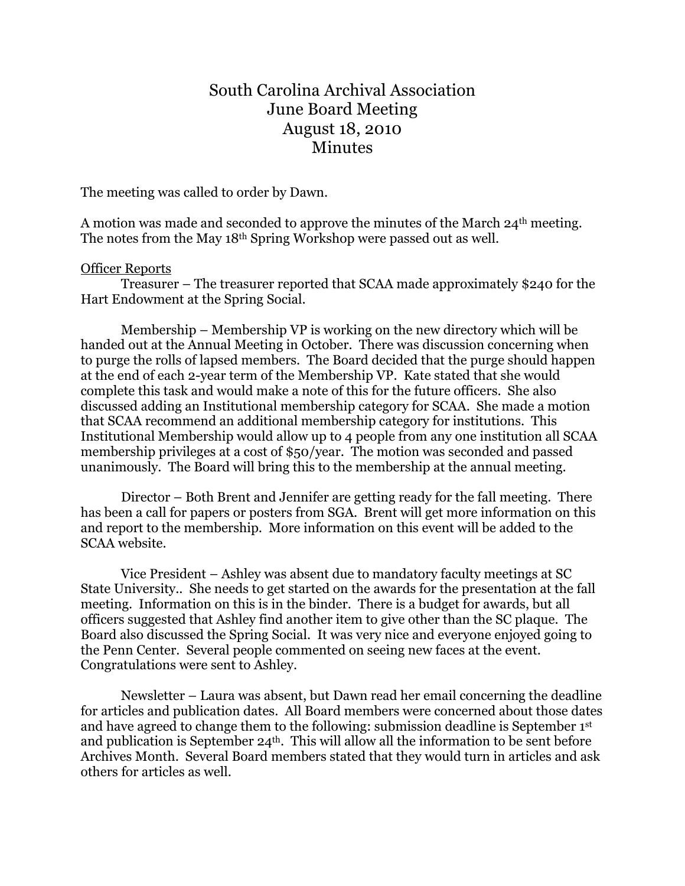# South Carolina Archival Association
# June Board Meeting
# August 18, 2010
# Minutes

The meeting was called to order by Dawn.

A motion was made and seconded to approve the minutes of the March 24th meeting. The notes from the May 18th Spring Workshop were passed out as well.

Officer Reports

Treasurer – The treasurer reported that SCAA made approximately $240 for the Hart Endowment at the Spring Social.

Membership – Membership VP is working on the new directory which will be handed out at the Annual Meeting in October. There was discussion concerning when to purge the rolls of lapsed members. The Board decided that the purge should happen at the end of each 2-year term of the Membership VP. Kate stated that she would complete this task and would make a note of this for the future officers. She also discussed adding an Institutional membership category for SCAA. She made a motion that SCAA recommend an additional membership category for institutions. This Institutional Membership would allow up to 4 people from any one institution all SCAA membership privileges at a cost of $50/year. The motion was seconded and passed unanimously. The Board will bring this to the membership at the annual meeting.

Director – Both Brent and Jennifer are getting ready for the fall meeting. There has been a call for papers or posters from SGA. Brent will get more information on this and report to the membership. More information on this event will be added to the SCAA website.

Vice President – Ashley was absent due to mandatory faculty meetings at SC State University.. She needs to get started on the awards for the presentation at the fall meeting. Information on this is in the binder. There is a budget for awards, but all officers suggested that Ashley find another item to give other than the SC plaque. The Board also discussed the Spring Social. It was very nice and everyone enjoyed going to the Penn Center. Several people commented on seeing new faces at the event. Congratulations were sent to Ashley.

Newsletter – Laura was absent, but Dawn read her email concerning the deadline for articles and publication dates. All Board members were concerned about those dates and have agreed to change them to the following: submission deadline is September 1st and publication is September 24th. This will allow all the information to be sent before Archives Month. Several Board members stated that they would turn in articles and ask others for articles as well.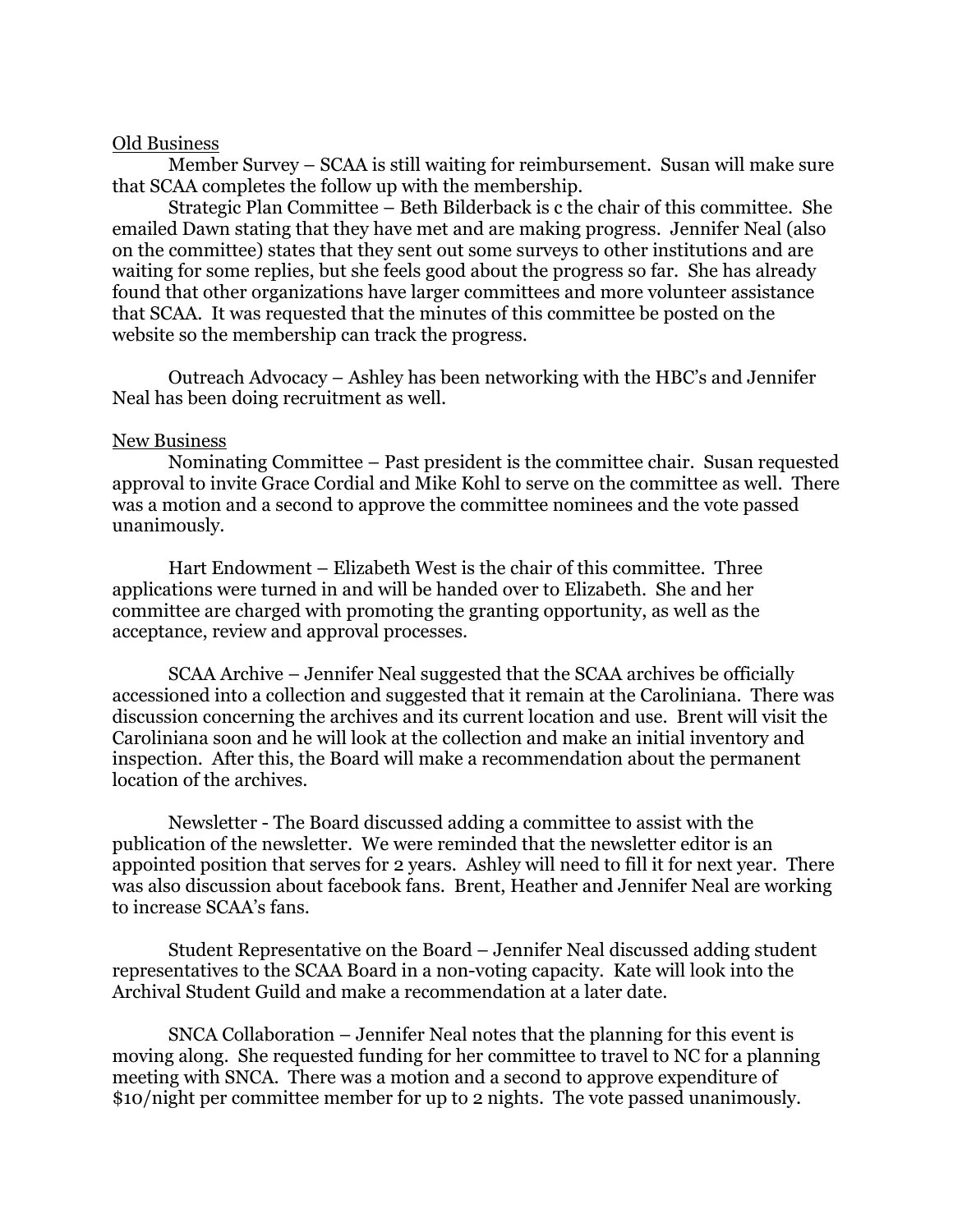Old Business

Member Survey – SCAA is still waiting for reimbursement. Susan will make sure that SCAA completes the follow up with the membership.

Strategic Plan Committee – Beth Bilderback is c the chair of this committee. She emailed Dawn stating that they have met and are making progress. Jennifer Neal (also on the committee) states that they sent out some surveys to other institutions and are waiting for some replies, but she feels good about the progress so far. She has already found that other organizations have larger committees and more volunteer assistance that SCAA. It was requested that the minutes of this committee be posted on the website so the membership can track the progress.

Outreach Advocacy – Ashley has been networking with the HBC's and Jennifer Neal has been doing recruitment as well.

New Business

Nominating Committee – Past president is the committee chair. Susan requested approval to invite Grace Cordial and Mike Kohl to serve on the committee as well. There was a motion and a second to approve the committee nominees and the vote passed unanimously.

Hart Endowment – Elizabeth West is the chair of this committee. Three applications were turned in and will be handed over to Elizabeth. She and her committee are charged with promoting the granting opportunity, as well as the acceptance, review and approval processes.

SCAA Archive – Jennifer Neal suggested that the SCAA archives be officially accessioned into a collection and suggested that it remain at the Caroliniana. There was discussion concerning the archives and its current location and use. Brent will visit the Caroliniana soon and he will look at the collection and make an initial inventory and inspection. After this, the Board will make a recommendation about the permanent location of the archives.

Newsletter - The Board discussed adding a committee to assist with the publication of the newsletter. We were reminded that the newsletter editor is an appointed position that serves for 2 years. Ashley will need to fill it for next year. There was also discussion about facebook fans. Brent, Heather and Jennifer Neal are working to increase SCAA's fans.

Student Representative on the Board – Jennifer Neal discussed adding student representatives to the SCAA Board in a non-voting capacity. Kate will look into the Archival Student Guild and make a recommendation at a later date.

SNCA Collaboration – Jennifer Neal notes that the planning for this event is moving along. She requested funding for her committee to travel to NC for a planning meeting with SNCA. There was a motion and a second to approve expenditure of $10/night per committee member for up to 2 nights. The vote passed unanimously.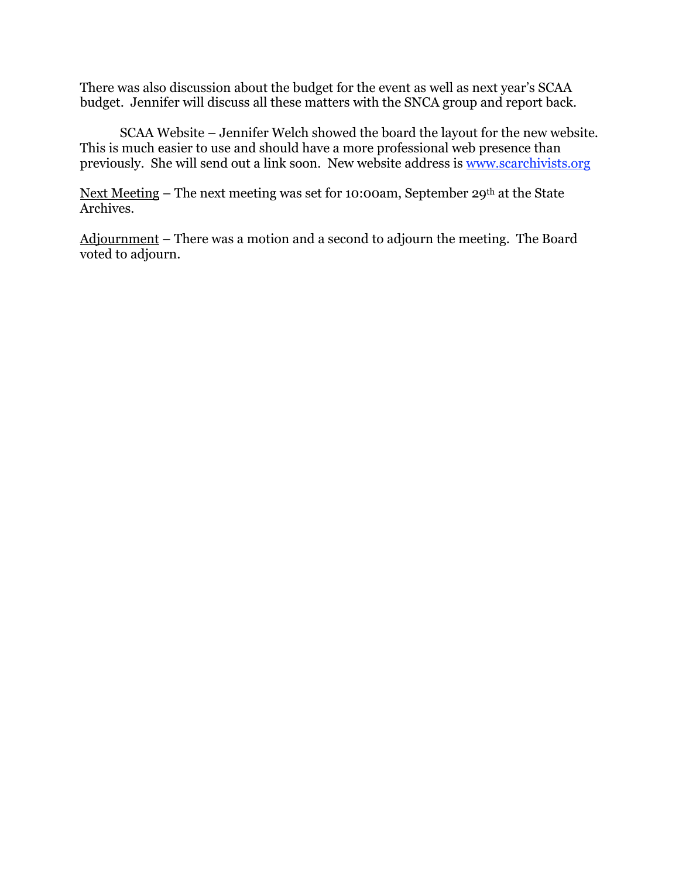There was also discussion about the budget for the event as well as next year's SCAA budget. Jennifer will discuss all these matters with the SNCA group and report back.

SCAA Website – Jennifer Welch showed the board the layout for the new website. This is much easier to use and should have a more professional web presence than previously. She will send out a link soon. New website address is [www.scarchivists.org](http://www.scarchivists.org)

Next Meeting – The next meeting was set for 10:00am, September 29th at the State Archives.

Adjournment – There was a motion and a second to adjourn the meeting. The Board voted to adjourn.